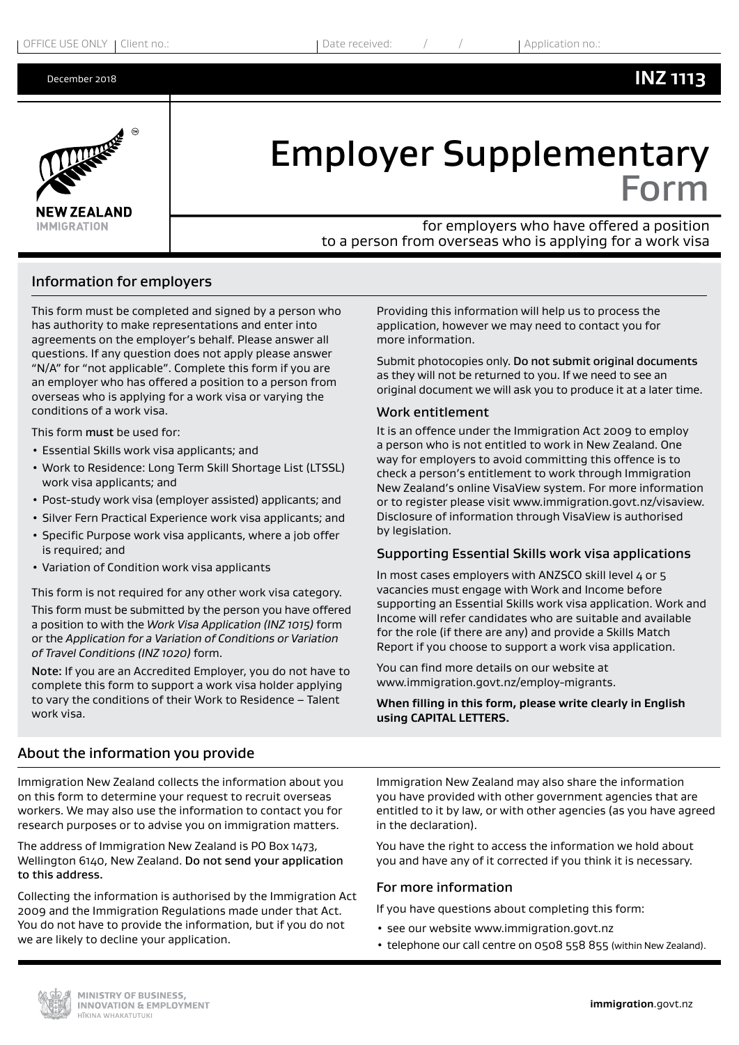OFFICE USE ONLY | Client no.: | Date received: / / | Application no.:

December 2018 **INZ 1113**

NEW ZEALAND IMMIGRATION

# Employer Supplementary Form

for employers who have offered a position to a person from overseas who is applying for a work visa

## Information for employers

This form must be completed and signed by a person who has authority to make representations and enter into agreements on the employer's behalf. Please answer all questions. If any question does not apply please answer "N/A" for "not applicable". Complete this form if you are an employer who has offered a position to a person from overseas who is applying for a work visa or varying the conditions of a work visa.

This form **must** be used for:

- Essential Skills work visa applicants; and
- Work to Residence: Long Term Skill Shortage List (LTSSL) work visa applicants; and
- Post-study work visa (employer assisted) applicants; and
- Silver Fern Practical Experience work visa applicants; and
- Specific Purpose work visa applicants, where a job offer is required; and
- Variation of Condition work visa applicants

This form is not required for any other work visa category.

This form must be submitted by the person you have offered a position to with the *Work Visa Application (INZ 1015)* form or the *Application for a Variation of Conditions or Variation of Travel Conditions (INZ 1020)* form.

**Note:** If you are an Accredited Employer, you do not have to complete this form to support a work visa holder applying to vary the conditions of their Work to Residence – Talent work visa.

Providing this information will help us to process the application, however we may need to contact you for more information.

Submit photocopies only. **Do not submit original documents** as they will not be returned to you. If we need to see an original document we will ask you to produce it at a later time.

### Work entitlement

It is an offence under the Immigration Act 2009 to employ a person who is not entitled to work in New Zealand. One way for employers to avoid committing this offence is to check a person's entitlement to work through Immigration New Zealand's online VisaView system. For more information or to register please visit www.immigration.govt.nz/visaview. Disclosure of information through VisaView is authorised by legislation.

### Supporting Essential Skills work visa applications

In most cases employers with ANZSCO skill level 4 or 5 vacancies must engage with Work and Income before supporting an Essential Skills work visa application. Work and Income will refer candidates who are suitable and available for the role (if there are any) and provide a Skills Match Report if you choose to support a work visa application.

You can find more details on our website at www.immigration.govt.nz/employ-migrants.

**When filling in this form, please write clearly in English using CAPITAL LETTERS.**

## About the information you provide

Immigration New Zealand collects the information about you on this form to determine your request to recruit overseas workers. We may also use the information to contact you for research purposes or to advise you on immigration matters.

The address of Immigration New Zealand is PO Box 1473, Wellington 6140, New Zealand. **Do not send your application to this address.**

Collecting the information is authorised by the Immigration Act 2009 and the Immigration Regulations made under that Act. You do not have to provide the information, but if you do not we are likely to decline your application.

Immigration New Zealand may also share the information you have provided with other government agencies that are entitled to it by law, or with other agencies (as you have agreed in the declaration).

You have the right to access the information we hold about you and have any of it corrected if you think it is necessary.

### For more information

If you have questions about completing this form:

- see our website www.immigration.govt.nz
- telephone our call centre on 0508 558 855 (within New Zealand).

MINISTRY OF BUSINESS, INNOVATION & EMPLOYMENT
HĪKINA WHAKATUTUKI

**immigration**.govt.nz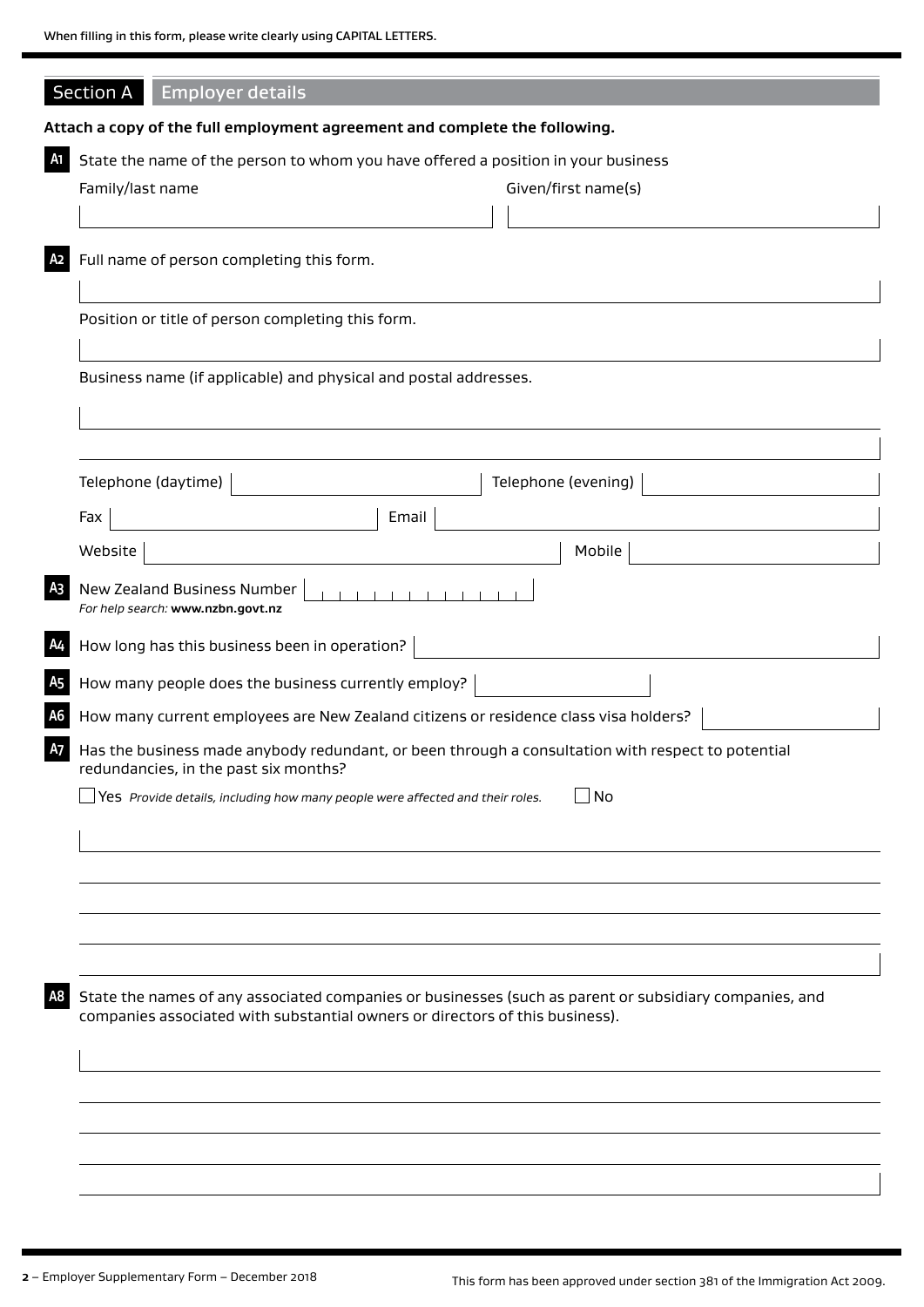When filling in this form, please write clearly using CAPITAL LETTERS.

## Section A Employer details

**Attach a copy of the full employment agreement and complete the following.**

**A1** State the name of the person to whom you have offered a position in your business

Family/last name

Given/first name(s)

**A2** Full name of person completing this form.

Position or title of person completing this form.

Business name (if applicable) and physical and postal addresses.

Telephone (daytime)

Telephone (evening)

Fax

Email

Website

Mobile

**A3** New Zealand Business Number

*For help search:* **www.nzbn.govt.nz**

**A4** How long has this business been in operation?

**A5** How many people does the business currently employ?

**A6** How many current employees are New Zealand citizens or residence class visa holders?

**A7** Has the business made anybody redundant, or been through a consultation with respect to potential redundancies, in the past six months?

☐ Yes *Provide details, including how many people were affected and their roles.*

☐ No

**A8** State the names of any associated companies or businesses (such as parent or subsidiary companies, and companies associated with substantial owners or directors of this business).

This form has been approved under section 381 of the Immigration Act 2009.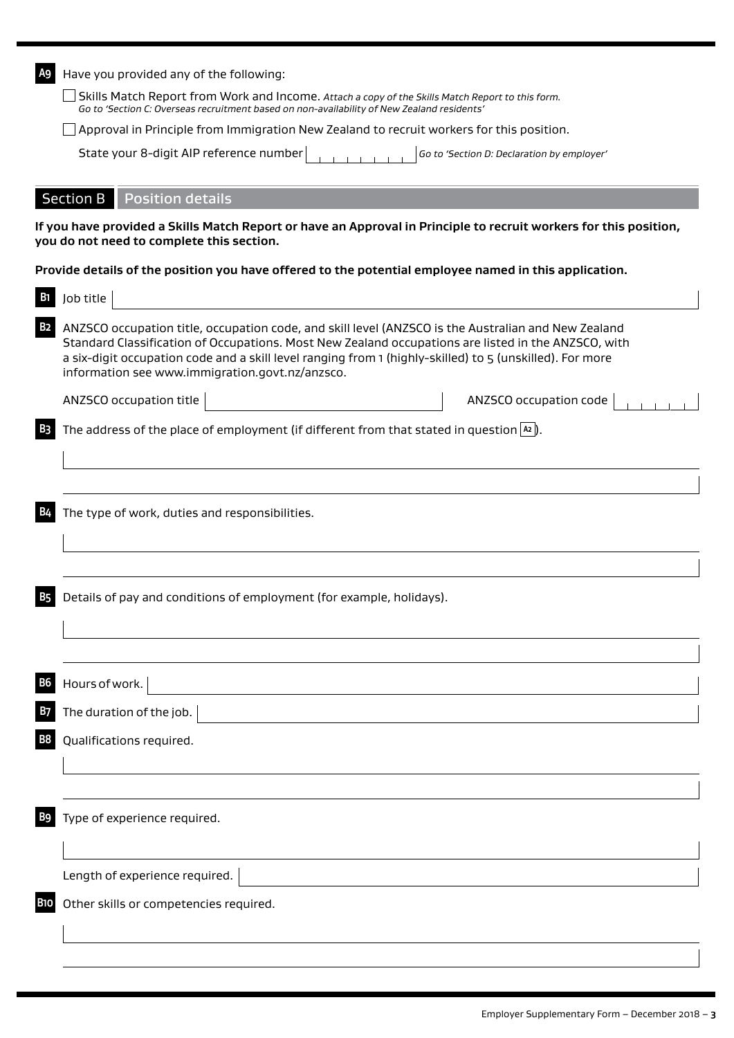**A9** Have you provided any of the following:

☐ Skills Match Report from Work and Income. *Attach a copy of the Skills Match Report to this form. Go to 'Section C: Overseas recruitment based on non-availability of New Zealand residents'*

☐ Approval in Principle from Immigration New Zealand to recruit workers for this position.

State your 8-digit AIP reference number ________ *Go to 'Section D: Declaration by employer'*

## Section B Position details

**If you have provided a Skills Match Report or have an Approval in Principle to recruit workers for this position, you do not need to complete this section.**

**Provide details of the position you have offered to the potential employee named in this application.**

**B1** Job title

**B2** ANZSCO occupation title, occupation code, and skill level (ANZSCO is the Australian and New Zealand Standard Classification of Occupations. Most New Zealand occupations are listed in the ANZSCO, with a six-digit occupation code and a skill level ranging from 1 (highly-skilled) to 5 (unskilled). For more information see www.immigration.govt.nz/anzsco.

ANZSCO occupation title ________ ANZSCO occupation code ______

**B3** The address of the place of employment (if different from that stated in question A2).

**B4** The type of work, duties and responsibilities.

**B5** Details of pay and conditions of employment (for example, holidays).

**B6** Hours of work.

**B7** The duration of the job.

**B8** Qualifications required.

**B9** Type of experience required.

Length of experience required.

**B10** Other skills or competencies required.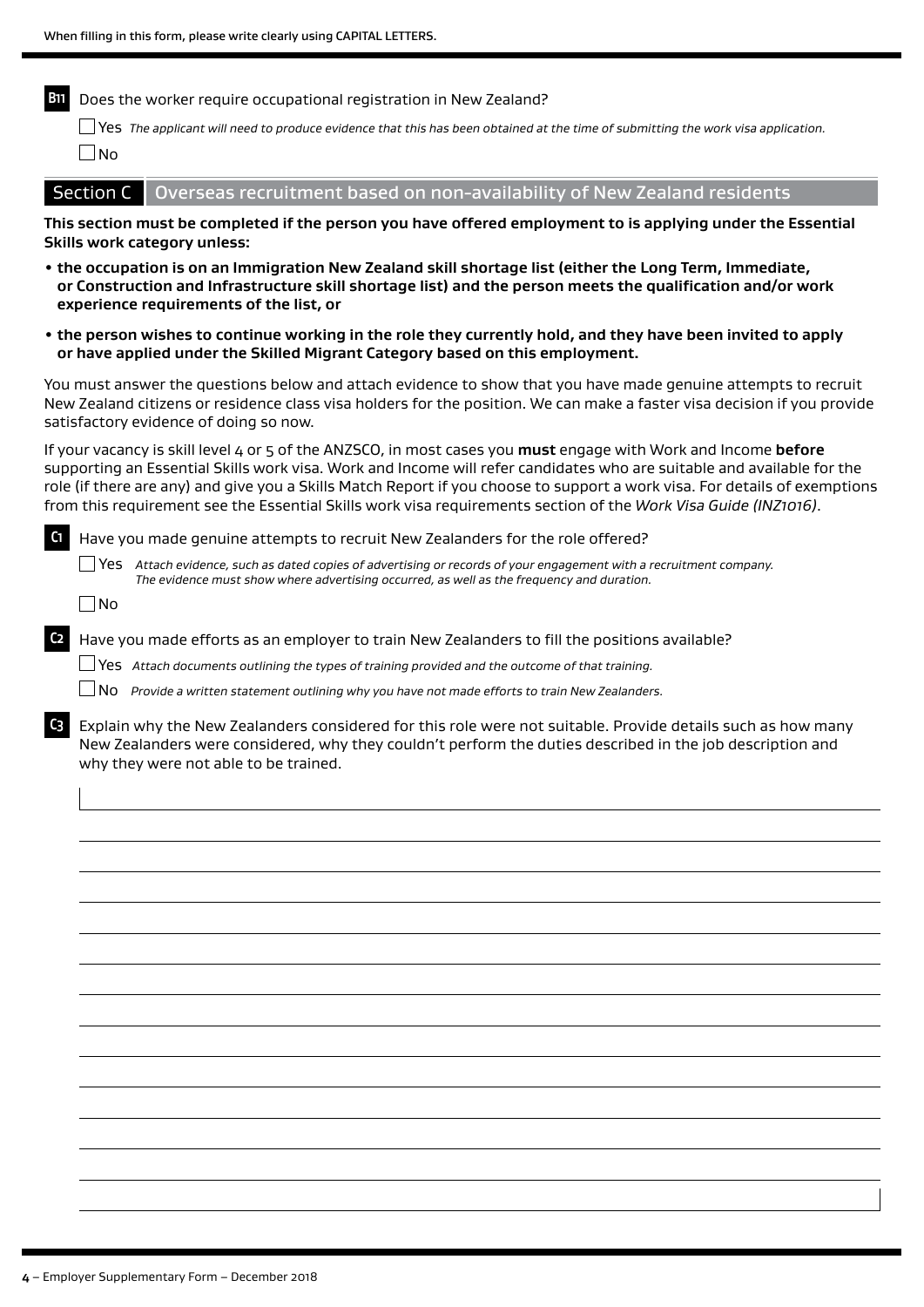When filling in this form, please write clearly using CAPITAL LETTERS.

**B11** Does the worker require occupational registration in New Zealand?

☐ Yes *The applicant will need to produce evidence that this has been obtained at the time of submitting the work visa application.*

☐ No

## Section C Overseas recruitment based on non-availability of New Zealand residents

**This section must be completed if the person you have offered employment to is applying under the Essential Skills work category unless:**

- **the occupation is on an Immigration New Zealand skill shortage list (either the Long Term, Immediate, or Construction and Infrastructure skill shortage list) and the person meets the qualification and/or work experience requirements of the list, or**
- **the person wishes to continue working in the role they currently hold, and they have been invited to apply or have applied under the Skilled Migrant Category based on this employment.**

You must answer the questions below and attach evidence to show that you have made genuine attempts to recruit New Zealand citizens or residence class visa holders for the position. We can make a faster visa decision if you provide satisfactory evidence of doing so now.

If your vacancy is skill level 4 or 5 of the ANZSCO, in most cases you **must** engage with Work and Income **before** supporting an Essential Skills work visa. Work and Income will refer candidates who are suitable and available for the role (if there are any) and give you a Skills Match Report if you choose to support a work visa. For details of exemptions from this requirement see the Essential Skills work visa requirements section of the *Work Visa Guide (INZ1016)*.

**C1** Have you made genuine attempts to recruit New Zealanders for the role offered?

☐ Yes *Attach evidence, such as dated copies of advertising or records of your engagement with a recruitment company. The evidence must show where advertising occurred, as well as the frequency and duration.*

☐ No

**C2** Have you made efforts as an employer to train New Zealanders to fill the positions available?

☐ Yes *Attach documents outlining the types of training provided and the outcome of that training.*

☐ No *Provide a written statement outlining why you have not made efforts to train New Zealanders.*

**C3** Explain why the New Zealanders considered for this role were not suitable. Provide details such as how many New Zealanders were considered, why they couldn't perform the duties described in the job description and why they were not able to be trained.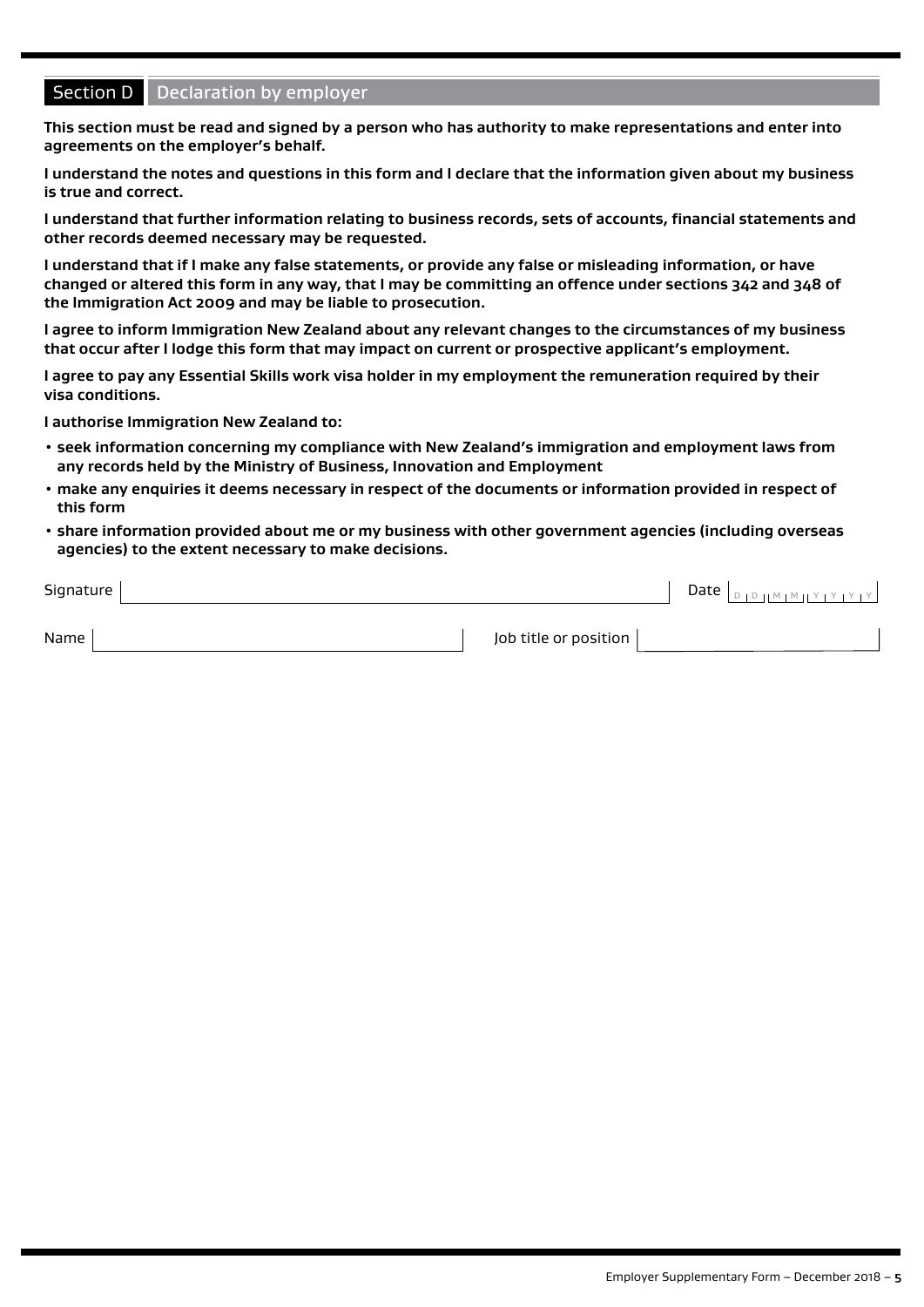## Section D Declaration by employer

**This section must be read and signed by a person who has authority to make representations and enter into agreements on the employer's behalf.**

**I understand the notes and questions in this form and I declare that the information given about my business is true and correct.**

**I understand that further information relating to business records, sets of accounts, financial statements and other records deemed necessary may be requested.**

**I understand that if I make any false statements, or provide any false or misleading information, or have changed or altered this form in any way, that I may be committing an offence under sections 342 and 348 of the Immigration Act 2009 and may be liable to prosecution.**

**I agree to inform Immigration New Zealand about any relevant changes to the circumstances of my business that occur after I lodge this form that may impact on current or prospective applicant's employment.**

**I agree to pay any Essential Skills work visa holder in my employment the remuneration required by their visa conditions.**

**I authorise Immigration New Zealand to:**

- **seek information concerning my compliance with New Zealand's immigration and employment laws from any records held by the Ministry of Business, Innovation and Employment**
- **make any enquiries it deems necessary in respect of the documents or information provided in respect of this form**
- **share information provided about me or my business with other government agencies (including overseas agencies) to the extent necessary to make decisions.**

Signature ______________________ Date D D M M Y Y Y Y

Name ______________________ Job title or position ______________________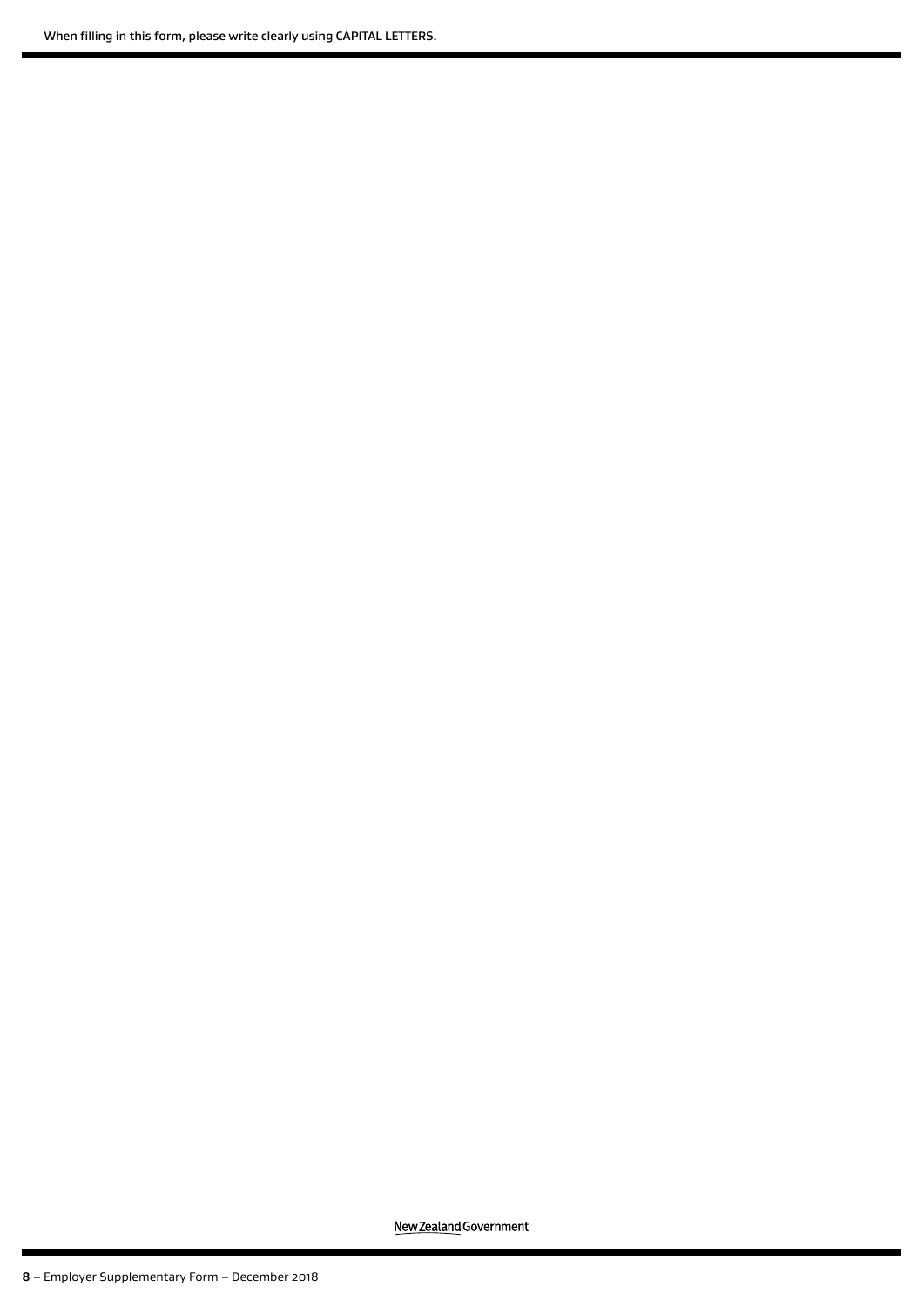When filling in this form, please write clearly using CAPITAL LETTERS.

New Zealand Government